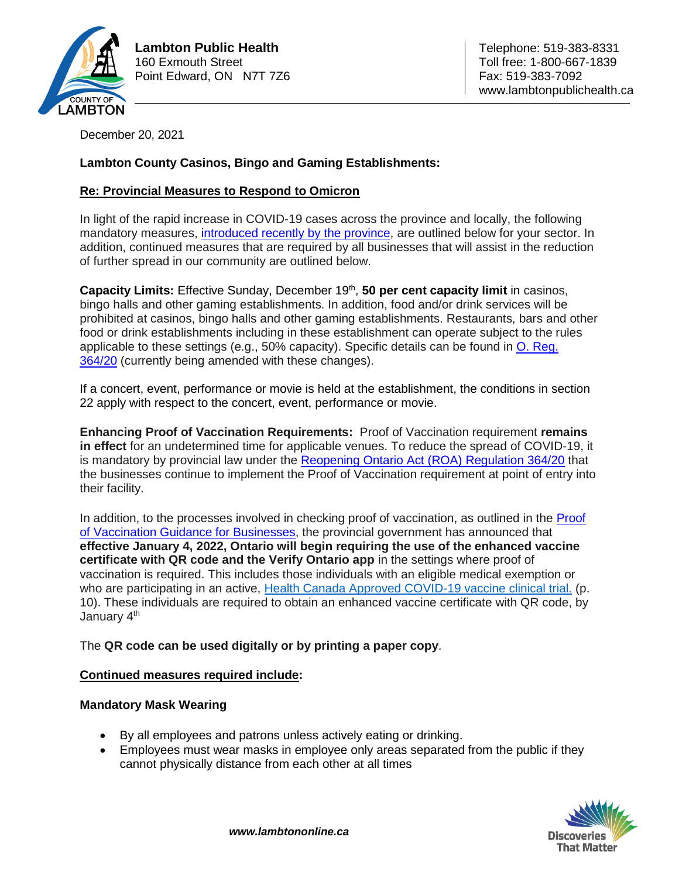**Lambton Public Health**
160 Exmouth Street
Point Edward, ON N7T 7Z6

Telephone: 519-383-8331
Toll free: 1-800-667-1839
Fax: 519-383-7092
www.lambtonpublichealth.ca

December 20, 2021

**Lambton County Casinos, Bingo and Gaming Establishments:**

**Re: Provincial Measures to Respond to Omicron**

In light of the rapid increase in COVID-19 cases across the province and locally, the following mandatory measures, introduced recently by the province, are outlined below for your sector. In addition, continued measures that are required by all businesses that will assist in the reduction of further spread in our community are outlined below.

**Capacity Limits:** Effective Sunday, December 19th, **50 per cent capacity limit** in casinos, bingo halls and other gaming establishments. In addition, food and/or drink services will be prohibited at casinos, bingo halls and other gaming establishments. Restaurants, bars and other food or drink establishments including in these establishment can operate subject to the rules applicable to these settings (e.g., 50% capacity). Specific details can be found in O. Reg. 364/20 (currently being amended with these changes).

If a concert, event, performance or movie is held at the establishment, the conditions in section 22 apply with respect to the concert, event, performance or movie.

**Enhancing Proof of Vaccination Requirements:** Proof of Vaccination requirement **remains in effect** for an undetermined time for applicable venues. To reduce the spread of COVID-19, it is mandatory by provincial law under the Reopening Ontario Act (ROA) Regulation 364/20 that the businesses continue to implement the Proof of Vaccination requirement at point of entry into their facility.

In addition, to the processes involved in checking proof of vaccination, as outlined in the Proof of Vaccination Guidance for Businesses, the provincial government has announced that **effective January 4, 2022, Ontario will begin requiring the use of the enhanced vaccine certificate with QR code and the Verify Ontario app** in the settings where proof of vaccination is required. This includes those individuals with an eligible medical exemption or who are participating in an active, Health Canada Approved COVID-19 vaccine clinical trial. (p. 10). These individuals are required to obtain an enhanced vaccine certificate with QR code, by January 4th

The **QR code can be used digitally or by printing a paper copy**.

**Continued measures required include:**

**Mandatory Mask Wearing**

- By all employees and patrons unless actively eating or drinking.
- Employees must wear masks in employee only areas separated from the public if they cannot physically distance from each other at all times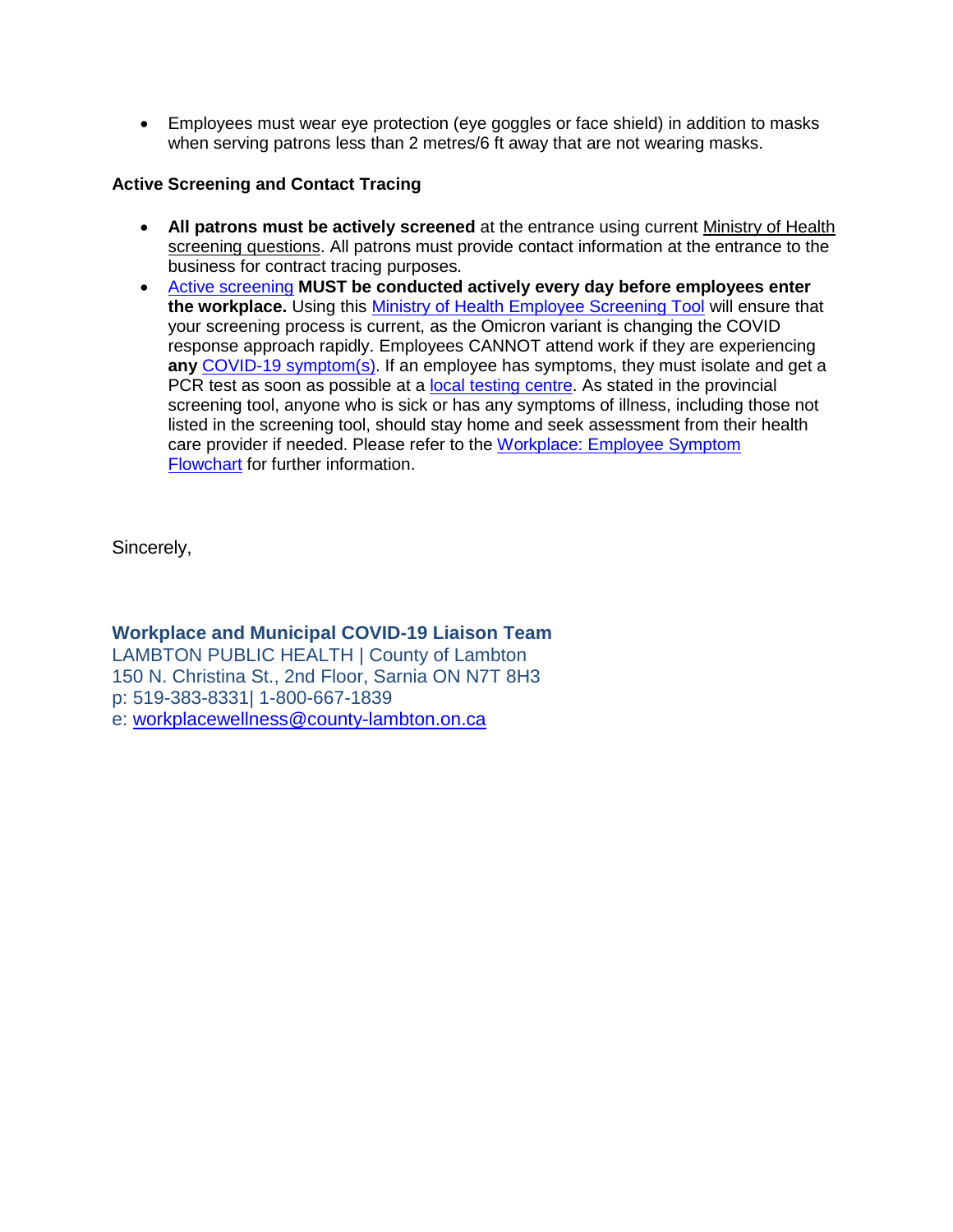- Employees must wear eye protection (eye goggles or face shield) in addition to masks when serving patrons less than 2 metres/6 ft away that are not wearing masks.

**Active Screening and Contact Tracing**

- **All patrons must be actively screened** at the entrance using current Ministry of Health screening questions. All patrons must provide contact information at the entrance to the business for contract tracing purposes.
- Active screening **MUST be conducted actively every day before employees enter the workplace.** Using this Ministry of Health Employee Screening Tool will ensure that your screening process is current, as the Omicron variant is changing the COVID response approach rapidly. Employees CANNOT attend work if they are experiencing **any** COVID-19 symptom(s). If an employee has symptoms, they must isolate and get a PCR test as soon as possible at a local testing centre. As stated in the provincial screening tool, anyone who is sick or has any symptoms of illness, including those not listed in the screening tool, should stay home and seek assessment from their health care provider if needed. Please refer to the Workplace: Employee Symptom Flowchart for further information.

Sincerely,

**Workplace and Municipal COVID-19 Liaison Team**
LAMBTON PUBLIC HEALTH | County of Lambton
150 N. Christina St., 2nd Floor, Sarnia ON N7T 8H3
p: 519-383-8331| 1-800-667-1839
e: workplacewellness@county-lambton.on.ca